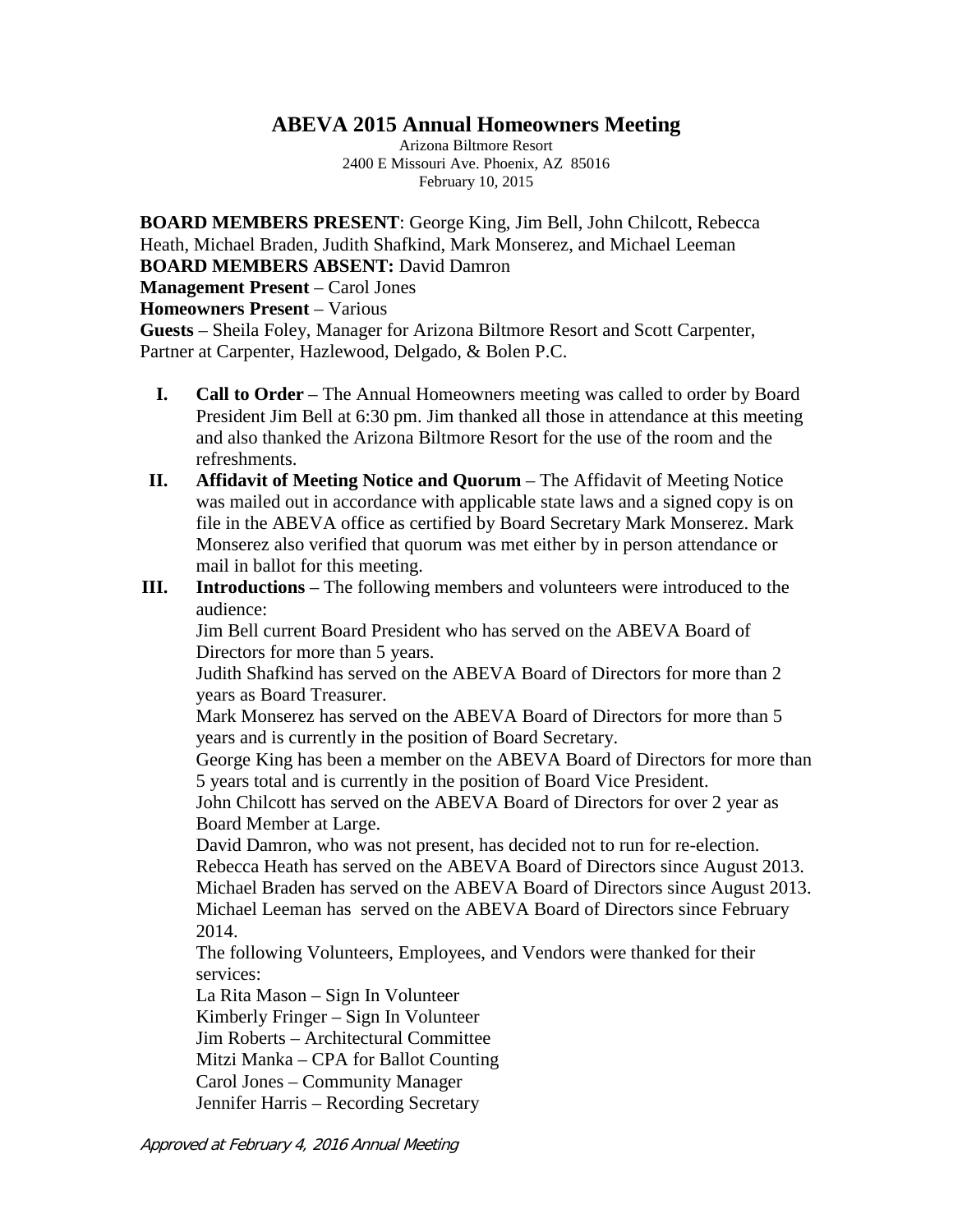# ABEVA 2015 Annual Homeowners Meeting

Arizona Biltmore Resort
2400 E Missouri Ave. Phoenix, AZ 85016
February 10, 2015

**BOARD MEMBERS PRESENT**: George King, Jim Bell, John Chilcott, Rebecca Heath, Michael Braden, Judith Shafkind, Mark Monserez, and Michael Leeman
**BOARD MEMBERS ABSENT:** David Damron
**Management Present** – Carol Jones
**Homeowners Present** – Various
**Guests** – Sheila Foley, Manager for Arizona Biltmore Resort and Scott Carpenter, Partner at Carpenter, Hazlewood, Delgado, & Bolen P.C.

I. **Call to Order** – The Annual Homeowners meeting was called to order by Board President Jim Bell at 6:30 pm. Jim thanked all those in attendance at this meeting and also thanked the Arizona Biltmore Resort for the use of the room and the refreshments.

II. **Affidavit of Meeting Notice and Quorum** – The Affidavit of Meeting Notice was mailed out in accordance with applicable state laws and a signed copy is on file in the ABEVA office as certified by Board Secretary Mark Monserez. Mark Monserez also verified that quorum was met either by in person attendance or mail in ballot for this meeting.

III. **Introductions** – The following members and volunteers were introduced to the audience:
Jim Bell current Board President who has served on the ABEVA Board of Directors for more than 5 years.
Judith Shafkind has served on the ABEVA Board of Directors for more than 2 years as Board Treasurer.
Mark Monserez has served on the ABEVA Board of Directors for more than 5 years and is currently in the position of Board Secretary.
George King has been a member on the ABEVA Board of Directors for more than 5 years total and is currently in the position of Board Vice President.
John Chilcott has served on the ABEVA Board of Directors for over 2 year as Board Member at Large.
David Damron, who was not present, has decided not to run for re-election.
Rebecca Heath has served on the ABEVA Board of Directors since August 2013.
Michael Braden has served on the ABEVA Board of Directors since August 2013.
Michael Leeman has served on the ABEVA Board of Directors since February 2014.
The following Volunteers, Employees, and Vendors were thanked for their services:
La Rita Mason – Sign In Volunteer
Kimberly Fringer – Sign In Volunteer
Jim Roberts – Architectural Committee
Mitzi Manka – CPA for Ballot Counting
Carol Jones – Community Manager
Jennifer Harris – Recording Secretary

*Approved at February 4, 2016 Annual Meeting*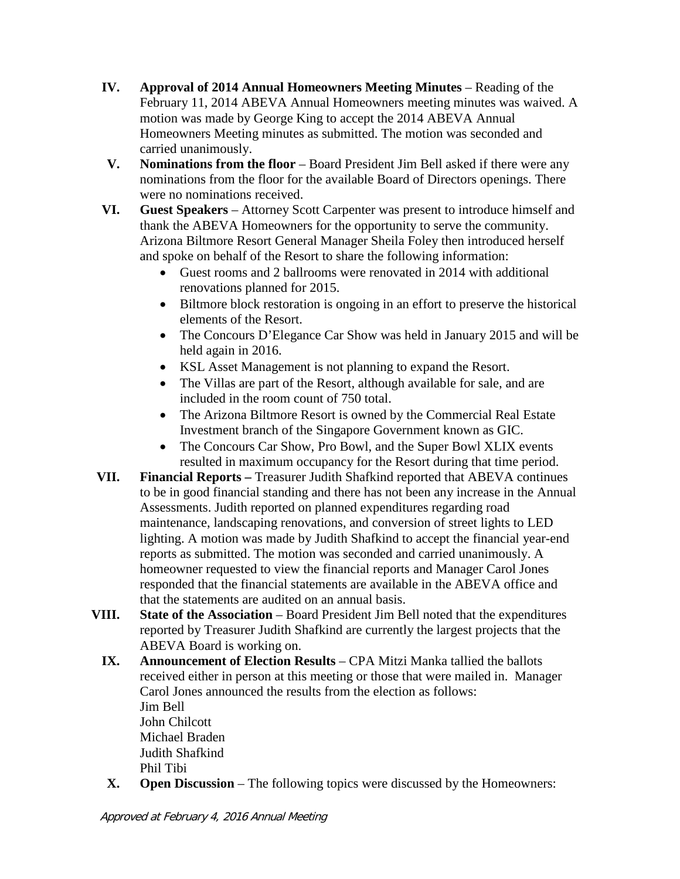IV. **Approval of 2014 Annual Homeowners Meeting Minutes** – Reading of the February 11, 2014 ABEVA Annual Homeowners meeting minutes was waived. A motion was made by George King to accept the 2014 ABEVA Annual Homeowners Meeting minutes as submitted. The motion was seconded and carried unanimously.

V. **Nominations from the floor** – Board President Jim Bell asked if there were any nominations from the floor for the available Board of Directors openings. There were no nominations received.

VI. **Guest Speakers** – Attorney Scott Carpenter was present to introduce himself and thank the ABEVA Homeowners for the opportunity to serve the community. Arizona Biltmore Resort General Manager Sheila Foley then introduced herself and spoke on behalf of the Resort to share the following information:

- Guest rooms and 2 ballrooms were renovated in 2014 with additional renovations planned for 2015.
- Biltmore block restoration is ongoing in an effort to preserve the historical elements of the Resort.
- The Concours D'Elegance Car Show was held in January 2015 and will be held again in 2016.
- KSL Asset Management is not planning to expand the Resort.
- The Villas are part of the Resort, although available for sale, and are included in the room count of 750 total.
- The Arizona Biltmore Resort is owned by the Commercial Real Estate Investment branch of the Singapore Government known as GIC.
- The Concours Car Show, Pro Bowl, and the Super Bowl XLIX events resulted in maximum occupancy for the Resort during that time period.

VII. **Financial Reports –** Treasurer Judith Shafkind reported that ABEVA continues to be in good financial standing and there has not been any increase in the Annual Assessments. Judith reported on planned expenditures regarding road maintenance, landscaping renovations, and conversion of street lights to LED lighting. A motion was made by Judith Shafkind to accept the financial year-end reports as submitted. The motion was seconded and carried unanimously. A homeowner requested to view the financial reports and Manager Carol Jones responded that the financial statements are available in the ABEVA office and that the statements are audited on an annual basis.

VIII. **State of the Association** – Board President Jim Bell noted that the expenditures reported by Treasurer Judith Shafkind are currently the largest projects that the ABEVA Board is working on.

IX. **Announcement of Election Results** – CPA Mitzi Manka tallied the ballots received either in person at this meeting or those that were mailed in. Manager Carol Jones announced the results from the election as follows:
Jim Bell
John Chilcott
Michael Braden
Judith Shafkind
Phil Tibi

X. **Open Discussion** – The following topics were discussed by the Homeowners:

*Approved at February 4, 2016 Annual Meeting*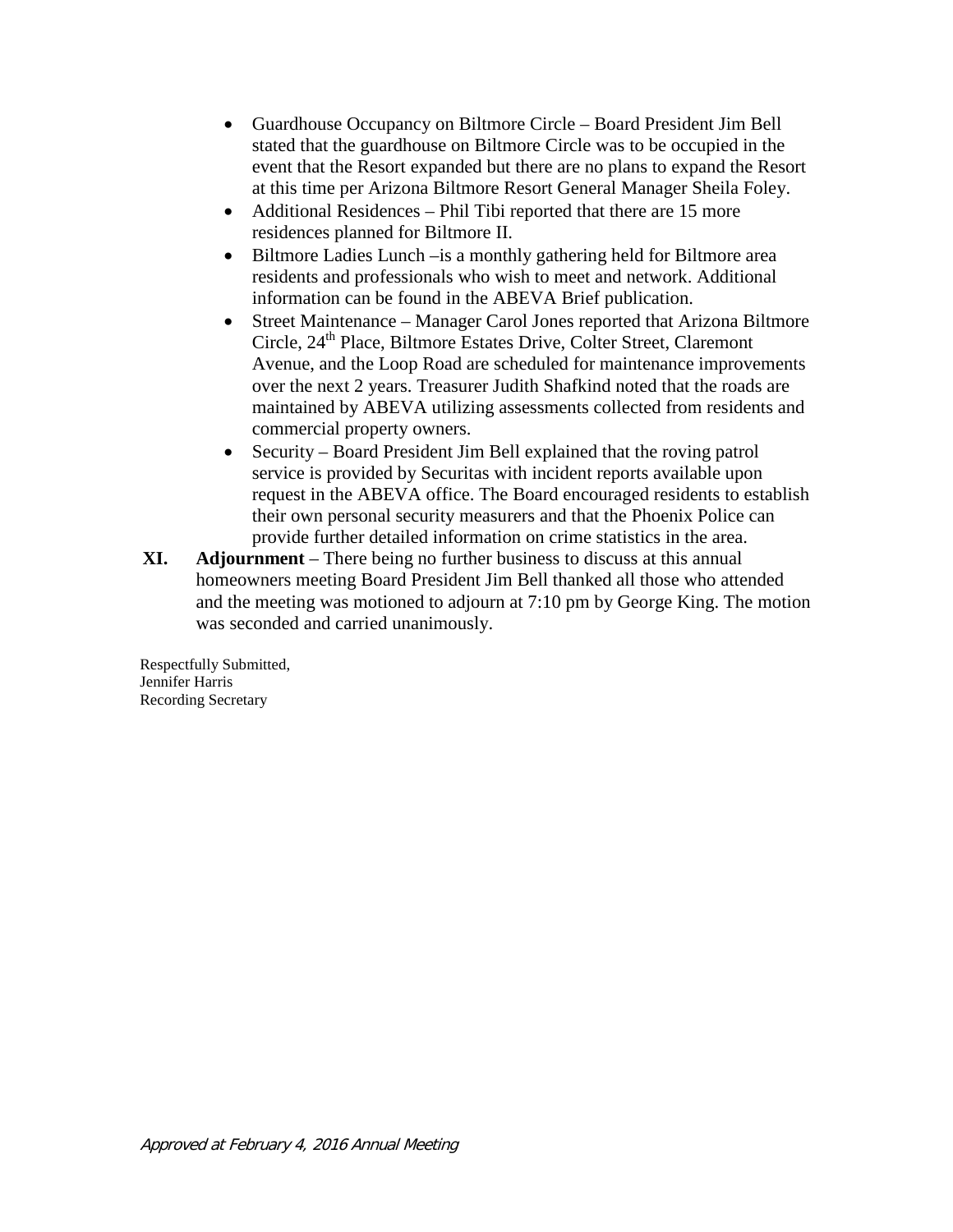- Guardhouse Occupancy on Biltmore Circle – Board President Jim Bell stated that the guardhouse on Biltmore Circle was to be occupied in the event that the Resort expanded but there are no plans to expand the Resort at this time per Arizona Biltmore Resort General Manager Sheila Foley.
- Additional Residences – Phil Tibi reported that there are 15 more residences planned for Biltmore II.
- Biltmore Ladies Lunch –is a monthly gathering held for Biltmore area residents and professionals who wish to meet and network. Additional information can be found in the ABEVA Brief publication.
- Street Maintenance – Manager Carol Jones reported that Arizona Biltmore Circle, 24th Place, Biltmore Estates Drive, Colter Street, Claremont Avenue, and the Loop Road are scheduled for maintenance improvements over the next 2 years. Treasurer Judith Shafkind noted that the roads are maintained by ABEVA utilizing assessments collected from residents and commercial property owners.
- Security – Board President Jim Bell explained that the roving patrol service is provided by Securitas with incident reports available upon request in the ABEVA office. The Board encouraged residents to establish their own personal security measurers and that the Phoenix Police can provide further detailed information on crime statistics in the area.

**XI. Adjournment** – There being no further business to discuss at this annual homeowners meeting Board President Jim Bell thanked all those who attended and the meeting was motioned to adjourn at 7:10 pm by George King. The motion was seconded and carried unanimously.

Respectfully Submitted,
Jennifer Harris
Recording Secretary

*Approved at February 4, 2016 Annual Meeting*